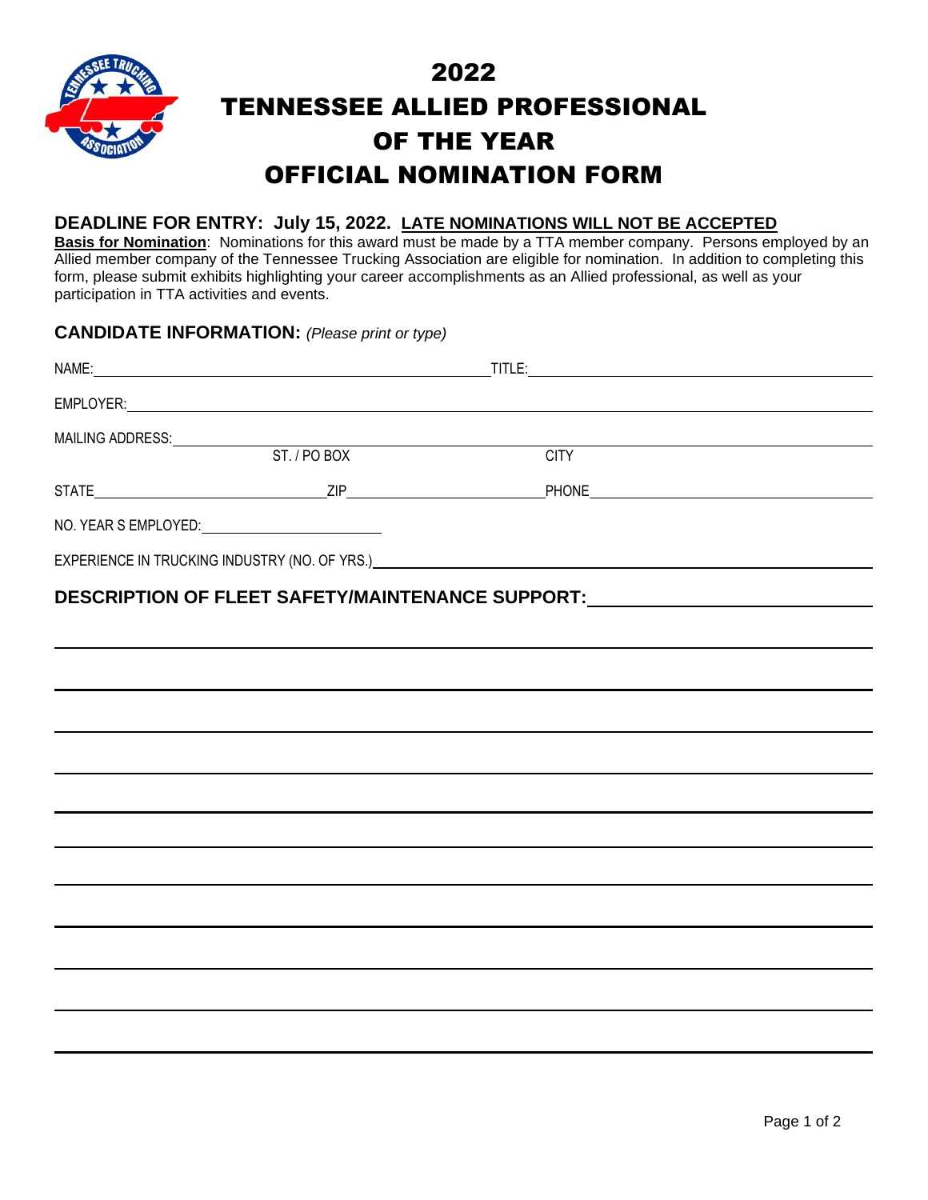# 2022 TENNESSEE ALLIED PROFESSIONAL OF THE YEAR OFFICIAL NOMINATION FORM

**DEADLINE FOR ENTRY: July 15, 2022.** **LATE NOMINATIONS WILL NOT BE ACCEPTED**

**Basis for Nomination**: Nominations for this award must be made by a TTA member company. Persons employed by an Allied member company of the Tennessee Trucking Association are eligible for nomination. In addition to completing this form, please submit exhibits highlighting your career accomplishments as an Allied professional, as well as your participation in TTA activities and events.

## CANDIDATE INFORMATION: *(Please print or type)*

NAME: ______________________________ TITLE: ______________________________

EMPLOYER: ______________________________________________________________

MAILING ADDRESS: ______________________________________________________________
ST. / PO BOX CITY

STATE ____________________ ZIP ____________________ PHONE ____________________

NO. YEAR S EMPLOYED: ____________________

EXPERIENCE IN TRUCKING INDUSTRY (NO. OF YRS.) ______________________________

## DESCRIPTION OF FLEET SAFETY/MAINTENANCE SUPPORT: ______________________________

______________________________________________________________

______________________________________________________________

______________________________________________________________

______________________________________________________________

______________________________________________________________

______________________________________________________________

______________________________________________________________

______________________________________________________________

______________________________________________________________

______________________________________________________________

______________________________________________________________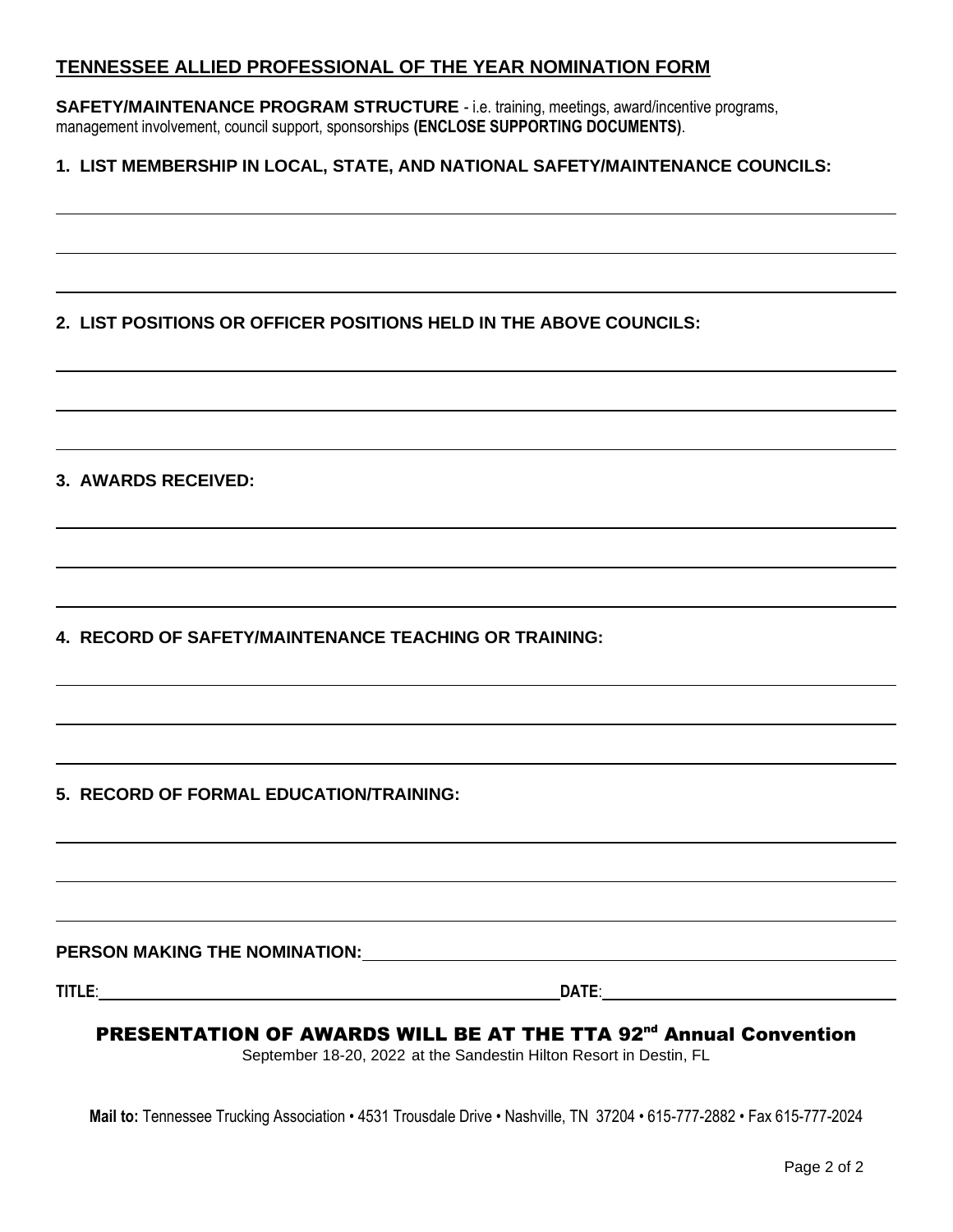## TENNESSEE ALLIED PROFESSIONAL OF THE YEAR NOMINATION FORM

**SAFETY/MAINTENANCE PROGRAM STRUCTURE** - i.e. training, meetings, award/incentive programs, management involvement, council support, sponsorships **(ENCLOSE SUPPORTING DOCUMENTS)**.

**1. LIST MEMBERSHIP IN LOCAL, STATE, AND NATIONAL SAFETY/MAINTENANCE COUNCILS:**

______________________________________________________________________________

______________________________________________________________________________

______________________________________________________________________________

**2. LIST POSITIONS OR OFFICER POSITIONS HELD IN THE ABOVE COUNCILS:**

______________________________________________________________________________

______________________________________________________________________________

______________________________________________________________________________

**3. AWARDS RECEIVED:**

______________________________________________________________________________

______________________________________________________________________________

______________________________________________________________________________

**4. RECORD OF SAFETY/MAINTENANCE TEACHING OR TRAINING:**

______________________________________________________________________________

______________________________________________________________________________

______________________________________________________________________________

**5. RECORD OF FORMAL EDUCATION/TRAINING:**

______________________________________________________________________________

______________________________________________________________________________

______________________________________________________________________________

**PERSON MAKING THE NOMINATION:** ______________________________________________

**TITLE**: ______________________________________ **DATE**: ________________________

### PRESENTATION OF AWARDS WILL BE AT THE TTA 92nd Annual Convention

September 18-20, 2022 at the Sandestin Hilton Resort in Destin, FL

**Mail to:** Tennessee Trucking Association • 4531 Trousdale Drive • Nashville, TN 37204 • 615-777-2882 • Fax 615-777-2024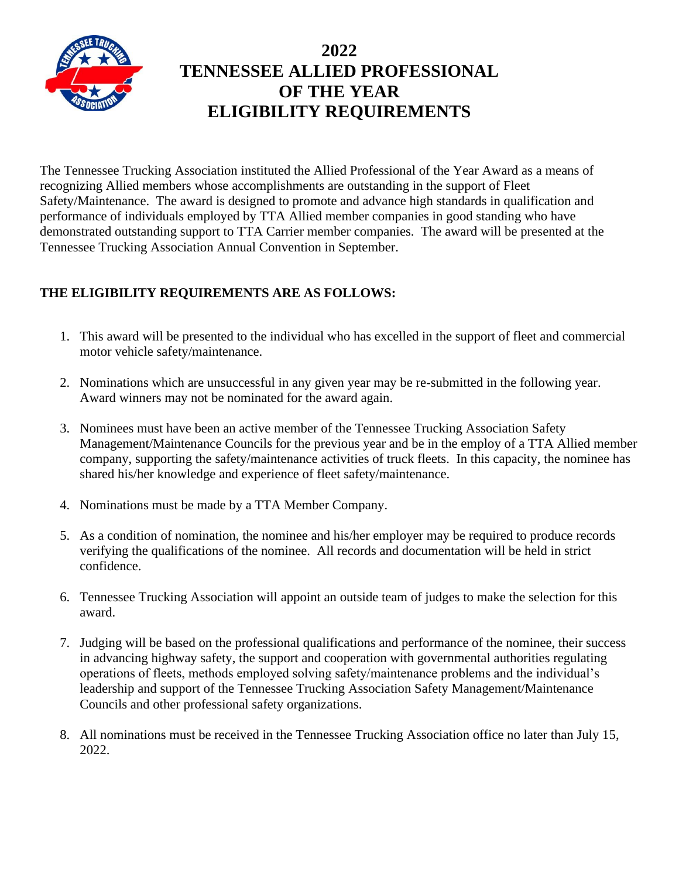# 2022 TENNESSEE ALLIED PROFESSIONAL OF THE YEAR ELIGIBILITY REQUIREMENTS

The Tennessee Trucking Association instituted the Allied Professional of the Year Award as a means of recognizing Allied members whose accomplishments are outstanding in the support of Fleet Safety/Maintenance. The award is designed to promote and advance high standards in qualification and performance of individuals employed by TTA Allied member companies in good standing who have demonstrated outstanding support to TTA Carrier member companies. The award will be presented at the Tennessee Trucking Association Annual Convention in September.

**THE ELIGIBILITY REQUIREMENTS ARE AS FOLLOWS:**

1. This award will be presented to the individual who has excelled in the support of fleet and commercial motor vehicle safety/maintenance.

2. Nominations which are unsuccessful in any given year may be re-submitted in the following year. Award winners may not be nominated for the award again.

3. Nominees must have been an active member of the Tennessee Trucking Association Safety Management/Maintenance Councils for the previous year and be in the employ of a TTA Allied member company, supporting the safety/maintenance activities of truck fleets. In this capacity, the nominee has shared his/her knowledge and experience of fleet safety/maintenance.

4. Nominations must be made by a TTA Member Company.

5. As a condition of nomination, the nominee and his/her employer may be required to produce records verifying the qualifications of the nominee. All records and documentation will be held in strict confidence.

6. Tennessee Trucking Association will appoint an outside team of judges to make the selection for this award.

7. Judging will be based on the professional qualifications and performance of the nominee, their success in advancing highway safety, the support and cooperation with governmental authorities regulating operations of fleets, methods employed solving safety/maintenance problems and the individual's leadership and support of the Tennessee Trucking Association Safety Management/Maintenance Councils and other professional safety organizations.

8. All nominations must be received in the Tennessee Trucking Association office no later than July 15, 2022.